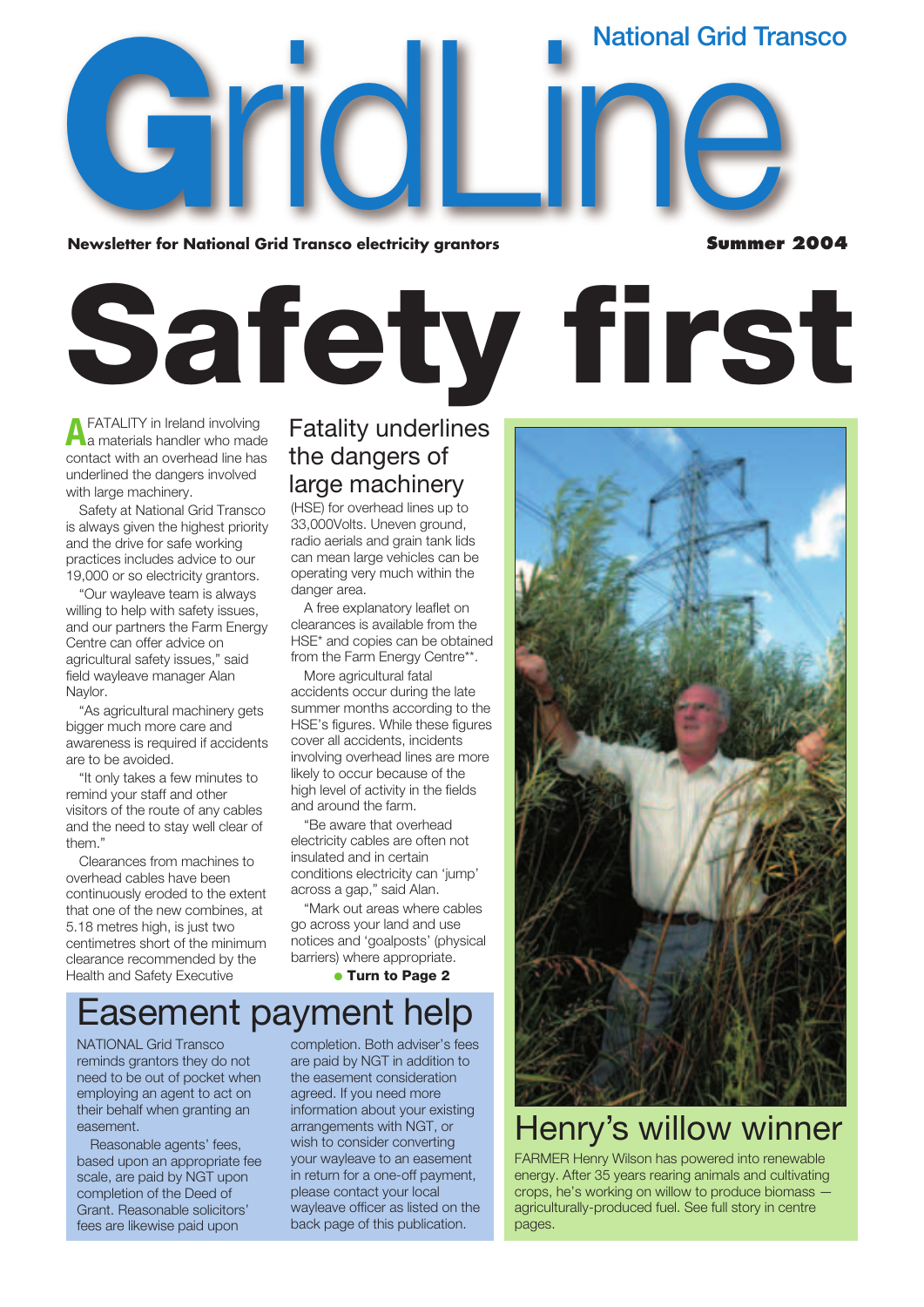National Grid Transco

# GridLine

**Newsletter for National Grid Transco electricity grantors** **Summer 2004**

# Safety first

## Fatality underlines the dangers of large machinery

A FATALITY in Ireland involving a materials handler who made contact with an overhead line has underlined the dangers involved with large machinery.

Safety at National Grid Transco is always given the highest priority and the drive for safe working practices includes advice to our 19,000 or so electricity grantors.

"Our wayleave team is always willing to help with safety issues, and our partners the Farm Energy Centre can offer advice on agricultural safety issues," said field wayleave manager Alan Naylor.

"As agricultural machinery gets bigger much more care and awareness is required if accidents are to be avoided.

"It only takes a few minutes to remind your staff and other visitors of the route of any cables and the need to stay well clear of them."

Clearances from machines to overhead cables have been continuously eroded to the extent that one of the new combines, at 5.18 metres high, is just two centimetres short of the minimum clearance recommended by the Health and Safety Executive (HSE) for overhead lines up to 33,000Volts. Uneven ground, radio aerials and grain tank lids can mean large vehicles can be operating very much within the danger area.

A free explanatory leaflet on clearances is available from the HSE* and copies can be obtained from the Farm Energy Centre**.

More agricultural fatal accidents occur during the late summer months according to the HSE's figures. While these figures cover all accidents, incidents involving overhead lines are more likely to occur because of the high level of activity in the fields and around the farm.

"Be aware that overhead electricity cables are often not insulated and in certain conditions electricity can 'jump' across a gap," said Alan.

"Mark out areas where cables go across your land and use notices and 'goalposts' (physical barriers) where appropriate.

● **Turn to Page 2**

## Easement payment help

NATIONAL Grid Transco reminds grantors they do not need to be out of pocket when employing an agent to act on their behalf when granting an easement.

Reasonable agents' fees, based upon an appropriate fee scale, are paid by NGT upon completion of the Deed of Grant. Reasonable solicitors' fees are likewise paid upon completion. Both adviser's fees are paid by NGT in addition to the easement consideration agreed. If you need more information about your existing arrangements with NGT, or wish to consider converting your wayleave to an easement in return for a one-off payment, please contact your local wayleave officer as listed on the back page of this publication.

## Henry's willow winner

FARMER Henry Wilson has powered into renewable energy. After 35 years rearing animals and cultivating crops, he's working on willow to produce biomass — agriculturally-produced fuel. See full story in centre pages.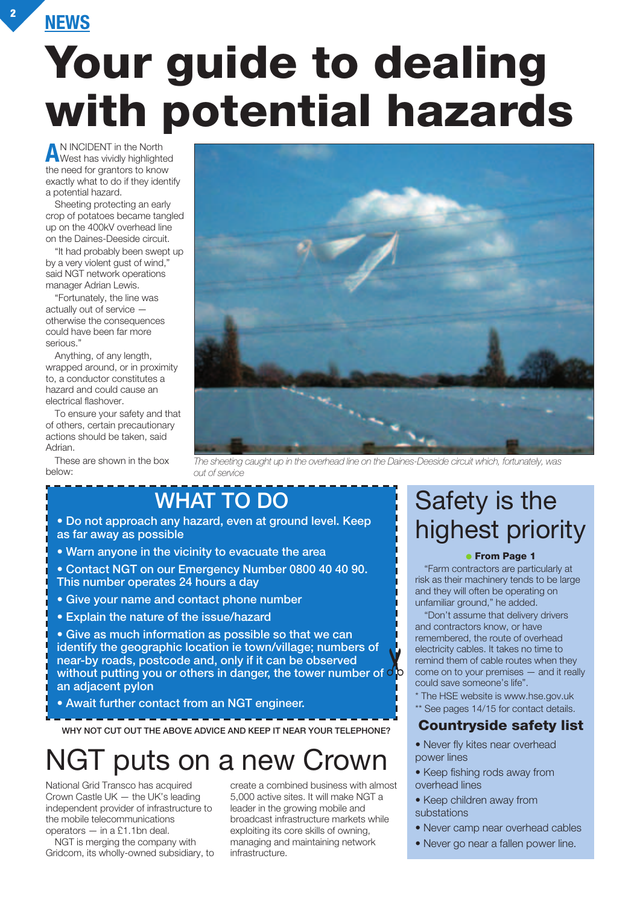NEWS

# Your guide to dealing with potential hazards

AN INCIDENT in the North West has vividly highlighted the need for grantors to know exactly what to do if they identify a potential hazard.

Sheeting protecting an early crop of potatoes became tangled up on the 400kV overhead line on the Daines-Deeside circuit.

"It had probably been swept up by a very violent gust of wind," said NGT network operations manager Adrian Lewis.

"Fortunately, the line was actually out of service — otherwise the consequences could have been far more serious."

Anything, of any length, wrapped around, or in proximity to, a conductor constitutes a hazard and could cause an electrical flashover.

To ensure your safety and that of others, certain precautionary actions should be taken, said Adrian.

These are shown in the box below:

*The sheeting caught up in the overhead line on the Daines-Deeside circuit which, fortunately, was out of service*

## WHAT TO DO

- **Do not approach any hazard, even at ground level. Keep as far away as possible**
- **Warn anyone in the vicinity to evacuate the area**
- **Contact NGT on our Emergency Number 0800 40 40 90. This number operates 24 hours a day**
- **Give your name and contact phone number**
- **Explain the nature of the issue/hazard**
- **Give as much information as possible so that we can identify the geographic location ie town/village; numbers of near-by roads, postcode and, only if it can be observed without putting you or others in danger, the tower number of an adjacent pylon**
- **Await further contact from an NGT engineer.**

WHY NOT CUT OUT THE ABOVE ADVICE AND KEEP IT NEAR YOUR TELEPHONE?

## NGT puts on a new Crown

National Grid Transco has acquired Crown Castle UK — the UK's leading independent provider of infrastructure to the mobile telecommunications operators — in a £1.1bn deal.

NGT is merging the company with Gridcom, its wholly-owned subsidiary, to create a combined business with almost 5,000 active sites. It will make NGT a leader in the growing mobile and broadcast infrastructure markets while exploiting its core skills of owning, managing and maintaining network infrastructure.

## Safety is the highest priority

**From Page 1**

"Farm contractors are particularly at risk as their machinery tends to be large and they will often be operating on unfamiliar ground," he added.

"Don't assume that delivery drivers and contractors know, or have remembered, the route of overhead electricity cables. It takes no time to remind them of cable routes when they come on to your premises — and it really could save someone's life".

\* The HSE website is www.hse.gov.uk

\*\* See pages 14/15 for contact details.

### Countryside safety list

- Never fly kites near overhead power lines
- Keep fishing rods away from overhead lines
- Keep children away from substations
- Never camp near overhead cables
- Never go near a fallen power line.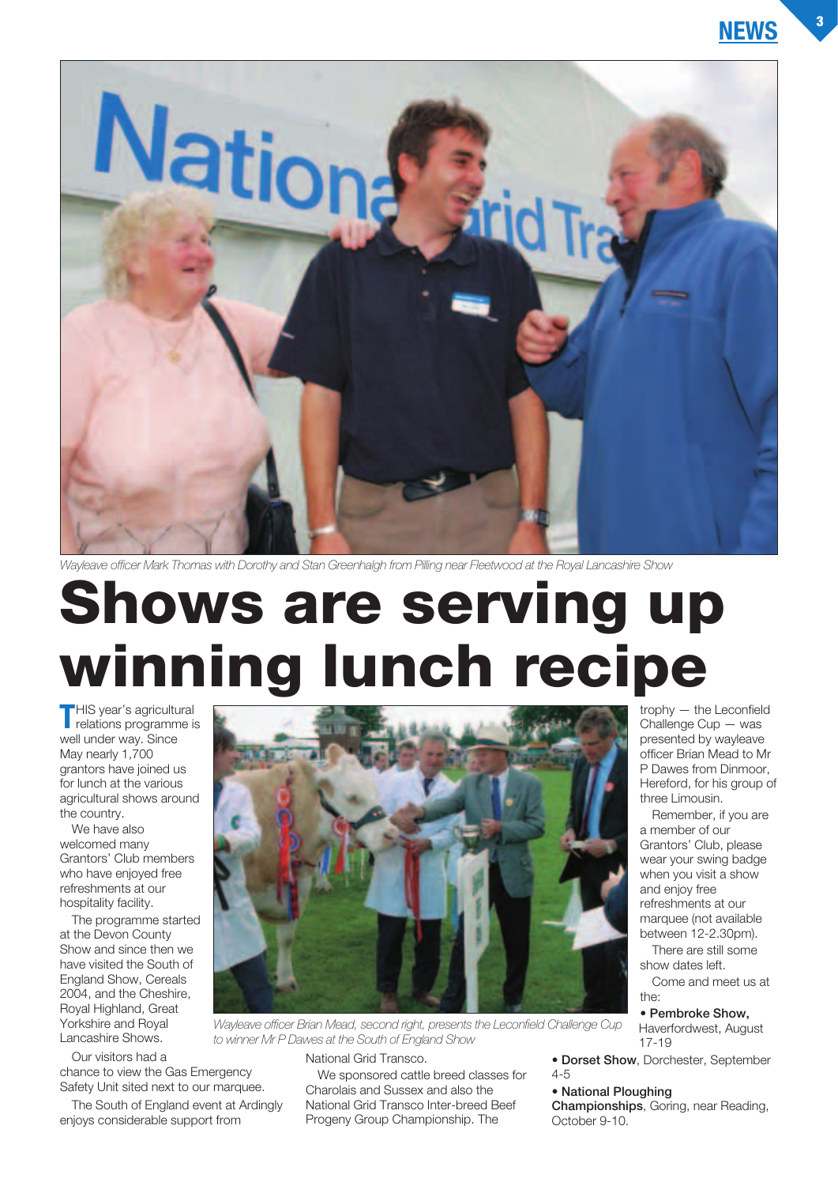*Wayleave officer Mark Thomas with Dorothy and Stan Greenhalgh from Pilling near Fleetwood at the Royal Lancashire Show*

# Shows are serving up winning lunch recipe

THIS year's agricultural relations programme is well under way. Since May nearly 1,700 grantors have joined us for lunch at the various agricultural shows around the country.

We have also welcomed many Grantors' Club members who have enjoyed free refreshments at our hospitality facility.

The programme started at the Devon County Show and since then we have visited the South of England Show, Cereals 2004, and the Cheshire, Royal Highland, Great Yorkshire and Royal Lancashire Shows.

Our visitors had a chance to view the Gas Emergency Safety Unit sited next to our marquee.

The South of England event at Ardingly enjoys considerable support from National Grid Transco.

We sponsored cattle breed classes for Charolais and Sussex and also the National Grid Transco Inter-breed Beef Progeny Group Championship. The trophy — the Leconfield Challenge Cup — was presented by wayleave officer Brian Mead to Mr P Dawes from Dinmoor, Hereford, for his group of three Limousin.

*Wayleave officer Brian Mead, second right, presents the Leconfield Challenge Cup to winner Mr P Dawes at the South of England Show*

Remember, if you are a member of our Grantors' Club, please wear your swing badge when you visit a show and enjoy free refreshments at our marquee (not available between 12-2.30pm).

There are still some show dates left.

Come and meet us at the:

- **Pembroke Show,** Haverfordwest, August 17-19
- **Dorset Show**, Dorchester, September 4-5
- **National Ploughing Championships**, Goring, near Reading, October 9-10.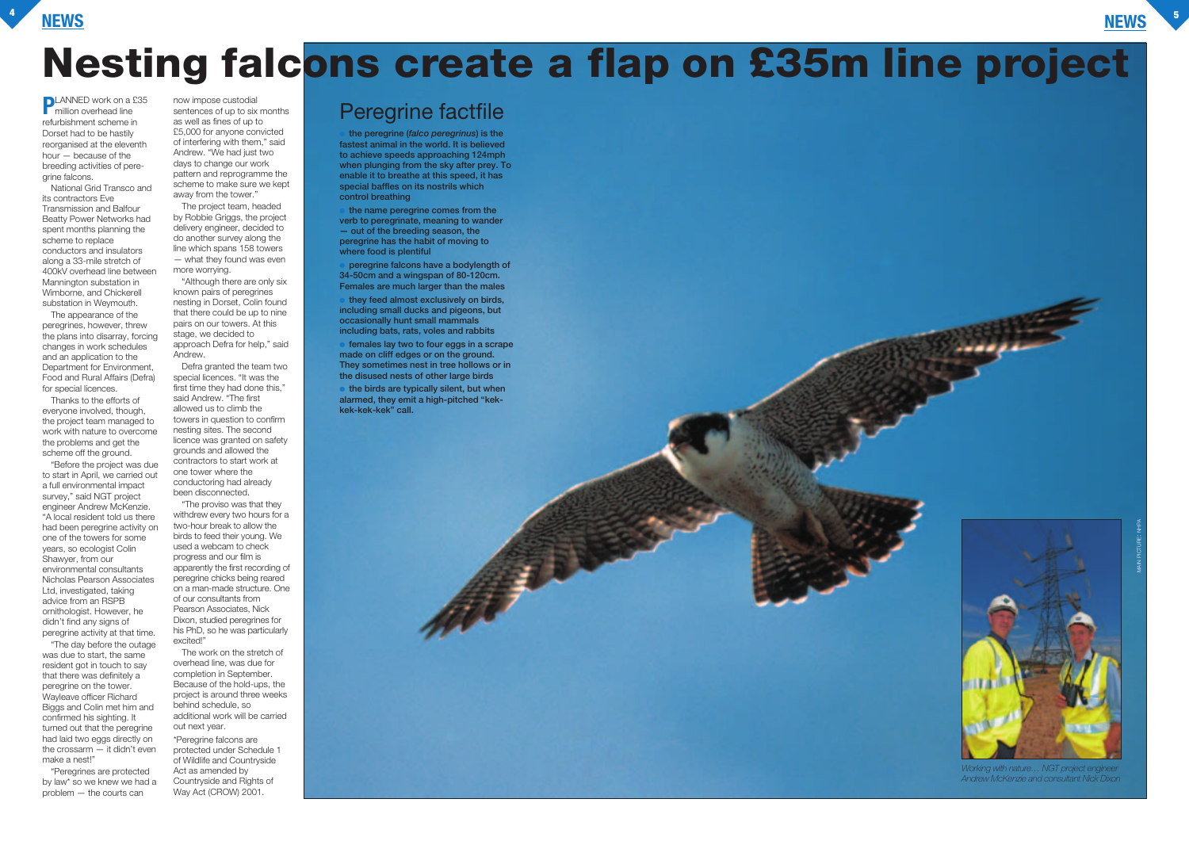# Nesting falcons create a flap on £35m line project

PLANNED work on a £35 million overhead line refurbishment scheme in Dorset had to be hastily reorganised at the eleventh hour — because of the breeding activities of peregrine falcons.

National Grid Transco and its contractors Eve Transmission and Balfour Beatty Power Networks had spent months planning the scheme to replace conductors and insulators along a 33-mile stretch of 400kV overhead line between Mannington substation in Wimborne, and Chickerell substation in Weymouth.

The appearance of the peregrines, however, threw the plans into disarray, forcing changes in work schedules and an application to the Department for Environment, Food and Rural Affairs (Defra) for special licences.

Thanks to the efforts of everyone involved, though, the project team managed to work with nature to overcome the problems and get the scheme off the ground.

"Before the project was due to start in April, we carried out a full environmental impact survey," said NGT project engineer Andrew McKenzie. "A local resident told us there had been peregrine activity on one of the towers for some years, so ecologist Colin Shawyer, from our environmental consultants Nicholas Pearson Associates Ltd, investigated, taking advice from an RSPB ornithologist. However, he didn't find any signs of peregrine activity at that time.

"The day before the outage was due to start, the same resident got in touch to say that there was definitely a peregrine on the tower. Wayleave officer Richard Biggs and Colin met him and confirmed his sighting. It turned out that the peregrine had laid two eggs directly on the crossarm — it didn't even make a nest!"

"Peregrines are protected by law* so we knew we had a problem — the courts can now impose custodial sentences of up to six months as well as fines of up to £5,000 for anyone convicted of interfering with them," said Andrew. "We had just two days to change our work pattern and reprogramme the scheme to make sure we kept away from the tower."

The project team, headed by Robbie Griggs, the project delivery engineer, decided to do another survey along the line which spans 158 towers — what they found was even more worrying.

"Although there are only six known pairs of peregrines nesting in Dorset, Colin found that there could be up to nine pairs on our towers. At this stage, we decided to approach Defra for help," said Andrew.

Defra granted the team two special licences. "It was the first time they had done this," said Andrew. "The first allowed us to climb the towers in question to confirm nesting sites. The second licence was granted on safety grounds and allowed the contractors to start work at one tower where the conductoring had already been disconnected.

"The proviso was that they withdrew every two hours for a two-hour break to allow the birds to feed their young. We used a webcam to check progress and our film is apparently the first recording of peregrine chicks being reared on a man-made structure. One of our consultants from Pearson Associates, Nick Dixon, studied peregrines for his PhD, so he was particularly excited!"

The work on the stretch of overhead line, was due for completion in September. Because of the hold-ups, the project is around three weeks behind schedule, so additional work will be carried out next year.

*Peregrine falcons are protected under Schedule 1 of Wildlife and Countryside Act as amended by Countryside and Rights of Way Act (CROW) 2001.

## Peregrine factfile

- **the peregrine (*falco peregrinus*) is the fastest animal in the world. It is believed to achieve speeds approaching 124mph when plunging from the sky after prey. To enable it to breathe at this speed, it has special baffles on its nostrils which control breathing**
- **the name peregrine comes from the verb to peregrinate, meaning to wander — out of the breeding season, the peregrine has the habit of moving to where food is plentiful**
- **peregrine falcons have a bodylength of 34-50cm and a wingspan of 80-120cm. Females are much larger than the males**
- **they feed almost exclusively on birds, including small ducks and pigeons, but occasionally hunt small mammals including bats, rats, voles and rabbits**
- **females lay two to four eggs in a scrape made on cliff edges or on the ground. They sometimes nest in tree hollows or in the disused nests of other large birds**
- **the birds are typically silent, but when alarmed, they emit a high-pitched "kek-kek-kek-kek" call.**

MAIN PICTURE: NHPA

*Working with nature… NGT project engineer Andrew McKenzie and consultant Nick Dixon*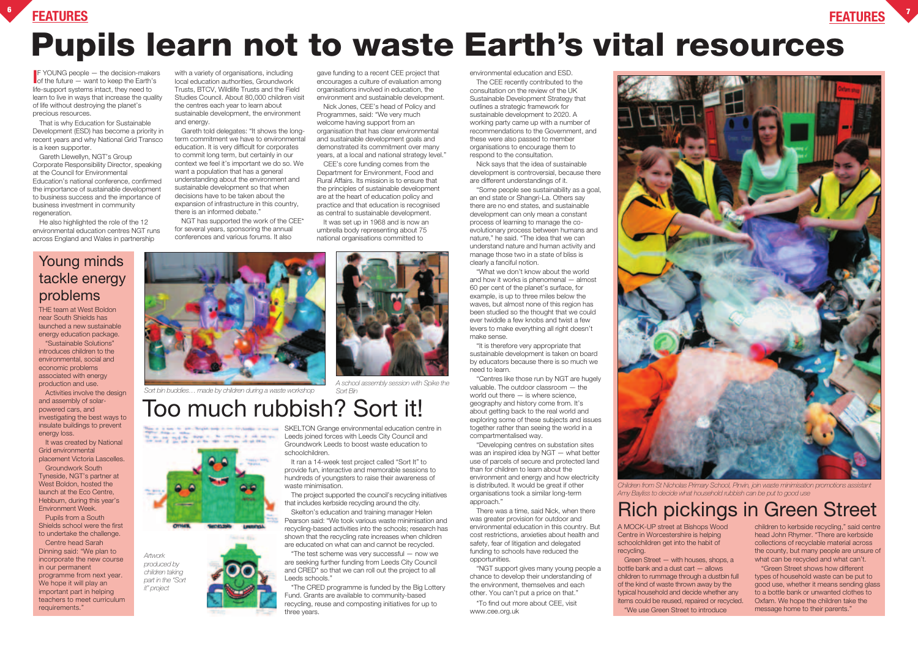# Pupils learn not to waste Earth's vital resources

IF YOUNG people — the decision-makers of the future — want to keep the Earth's life-support systems intact, they need to learn to live in ways that increase the quality of life without destroying the planet's precious resources.

That is why Education for Sustainable Development (ESD) has become a priority in recent years and why National Grid Transco is a keen supporter.

Gareth Llewellyn, NGT's Group Corporate Responsibility Director, speaking at the Council for Environmental Education's national conference, confirmed the importance of sustainable development to business success and the importance of business investment in community regeneration.

He also highlighted the role of the 12 environmental education centres NGT runs across England and Wales in partnership with a variety of organisations, including local education authorities, Groundwork Trusts, BTCV, Wildlife Trusts and the Field Studies Council. About 80,000 children visit the centres each year to learn about sustainable development, the environment and energy.

Gareth told delegates: "It shows the long-term commitment we have to environmental education. It is very difficult for corporates to commit long term, but certainly in our context we feel it's important we do so. We want a population that has a general understanding about the environment and sustainable development so that when decisions have to be taken about the expansion of infrastructure in this country, there is an informed debate."

NGT has supported the work of the CEE* for several years, sponsoring the annual conferences and various forums. It also gave funding to a recent CEE project that encourages a culture of evaluation among organisations involved in education, the environment and sustainable development.

Nick Jones, CEE's head of Policy and Programmes, said: "We very much welcome having support from an organisation that has clear environmental and sustainable development goals and demonstrated its commitment over many years, at a local and national strategy level."

CEE's core funding comes from the Department for Environment, Food and Rural Affairs. Its mission is to ensure that the principles of sustainable development are at the heart of education policy and practice and that education is recognised as central to sustainable development.

It was set up in 1968 and is now an umbrella body representing about 75 national organisations committed to environmental education and ESD.

The CEE recently contributed to the consultation on the review of the UK Sustainable Development Strategy that outlines a strategic framework for sustainable development to 2020. A working party came up with a number of recommendations to the Government, and these were also passed to member organisations to encourage them to respond to the consultation.

Nick says that the idea of sustainable development is controversial, because there are different understandings of it.

"Some people see sustainability as a goal, an end state or Shangri-La. Others say there are no end states, and sustainable development can only mean a constant process of learning to manage the co-evolutionary process between humans and nature," he said. "The idea that we can understand nature and human activity and manage those two in a state of bliss is clearly a fanciful notion.

"What we don't know about the world and how it works is phenomenal — almost 60 per cent of the planet's surface, for example, is up to three miles below the waves, but almost none of this region has been studied so the thought that we could ever twiddle a few knobs and twist a few levers to make everything all right doesn't make sense.

"It is therefore very appropriate that sustainable development is taken on board by educators because there is so much we need to learn.

"Centres like those run by NGT are hugely valuable. The outdoor classroom — the world out there — is where science, geography and history come from. It's about getting back to the real world and exploring some of these subjects and issues together rather than seeing the world in a compartmentalised way.

"Developing centres on substation sites was an inspired idea by NGT — what better use of parcels of secure and protected land than for children to learn about the environment and energy and how electricity is distributed. It would be great if other organisations took a similar long-term approach."

There was a time, said Nick, when there was greater provision for outdoor and environmental education in this country. But cost restrictions, anxieties about health and safety, fear of litigation and delegated funding to schools have reduced the opportunities.

"NGT support gives many young people a chance to develop their understanding of the environment, themselves and each other. You can't put a price on that."

*To find out more about CEE, visit www.cee.org.uk

## Young minds tackle energy problems

THE team at West Boldon near South Shields has launched a new sustainable energy education package.

"Sustainable Solutions" introduces children to the environmental, social and economic problems associated with energy production and use.

Activities involve the design and assembly of solar-powered cars, and investigating the best ways to insulate buildings to prevent energy loss.

It was created by National Grid environmental placement Victoria Lascelles.

Groundwork South Tyneside, NGT's partner at West Boldon, hosted the launch at the Eco Centre, Hebburn, during this year's Environment Week.

Pupils from a South Shields school were the first to undertake the challenge.

Centre head Sarah Dinning said: "We plan to incorporate the new course in our permanent programme from next year. We hope it will play an important part in helping teachers to meet curriculum requirements."

*Sort bin buddies… made by children during a waste workshop*

*A school assembly session with Spike the Sort Bin*

## Too much rubbish? Sort it!

*Artwork produced by children taking part in the "Sort it" project*

SKELTON Grange environmental education centre in Leeds joined forces with Leeds City Council and Groundwork Leeds to boost waste education to schoolchildren.

It ran a 14-week test project called "Sort It" to provide fun, interactive and memorable sessions to hundreds of youngsters to raise their awareness of waste minimisation.

The project supported the council's recycling initiatives that includes kerbside recycling around the city.

Skelton's education and training manager Helen Pearson said: "We took various waste minimisation and recycling-based activities into the schools; research has shown that the recycling rate increases when children are educated on what can and cannot be recycled.

"The test scheme was very successful — now we are seeking further funding from Leeds City Council and CRED* so that we can roll out the project to all Leeds schools."

*The CRED programme is funded by the Big Lottery Fund. Grants are available to community-based recycling, reuse and composting initiatives for up to three years.

*Children from St Nicholas Primary School, Pinvin, join waste minimisation promotions assistant Amy Bayliss to decide what household rubbish can be put to good use*

## Rich pickings in Green Street

A MOCK-UP street at Bishops Wood Centre in Worcestershire is helping schoolchildren get into the habit of recycling.

Green Street — with houses, shops, a bottle bank and a dust cart — allows children to rummage through a dustbin full of the kind of waste thrown away by the typical household and decide whether any items could be reused, repaired or recycled.

"We use Green Street to introduce children to kerbside recycling," said centre head John Rhymer. "There are kerbside collections of recyclable material across the county, but many people are unsure of what can be recycled and what can't.

"Green Street shows how different types of household waste can be put to good use, whether it means sending glass to a bottle bank or unwanted clothes to Oxfam. We hope the children take the message home to their parents."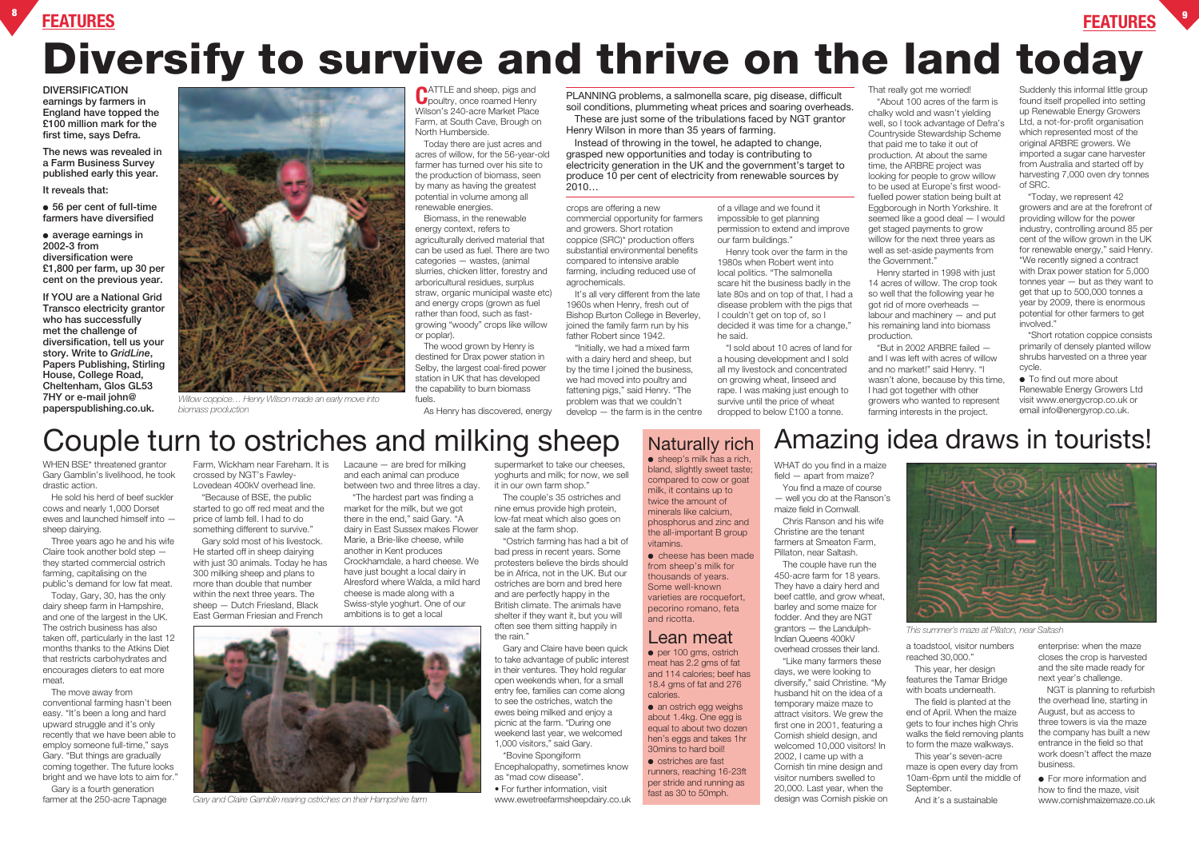# Diversify to survive and thrive on the land today

**DIVERSIFICATION earnings by farmers in England have topped the £100 million mark for the first time, says Defra.**

**The news was revealed in a Farm Business Survey published early this year.**

**It reveals that:**

- **56 per cent of full-time farmers have diversified**
- **average earnings in 2002-3 from diversification were £1,800 per farm, up 30 per cent on the previous year.**

**If YOU are a National Grid Transco electricity grantor who has successfully met the challenge of diversification, tell us your story. Write to *GridLine*, Papers Publishing, Stirling House, College Road, Cheltenham, Glos GL53 7HY or e-mail john@paperspublishing.co.uk.**

*Willow coppice… Henry Wilson made an early move into biomass production*

CATTLE and sheep, pigs and poultry, once roamed Henry Wilson's 240-acre Market Place Farm, at South Cave, Brough on North Humberside.

Today there are just acres and acres of willow, for the 56-year-old farmer has turned over his site to the production of biomass, seen by many as having the greatest potential in volume among all renewable energies.

Biomass, in the renewable energy context, refers to agriculturally derived material that can be used as fuel. There are two categories — wastes, (animal slurries, chicken litter, forestry and arboricultural residues, surplus straw, organic municipal waste etc) and energy crops (grown as fuel rather than food, such as fast-growing "woody" crops like willow or poplar).

The wood grown by Henry is destined for Drax power station in Selby, the largest coal-fired power station in UK that has developed the capability to burn biomass fuels.

As Henry has discovered, energy crops are offering a new commercial opportunity for farmers and growers. Short rotation coppice (SRC)* production offers substantial environmental benefits compared to intensive arable farming, including reduced use of agrochemicals.

PLANNING problems, a salmonella scare, pig disease, difficult soil conditions, plummeting wheat prices and soaring overheads.

These are just some of the tribulations faced by NGT grantor Henry Wilson in more than 35 years of farming.

Instead of throwing in the towel, he adapted to change, grasped new opportunities and today is contributing to electricity generation in the UK and the government's target to produce 10 per cent of electricity from renewable sources by 2010…

It's all very different from the late 1960s when Henry, fresh out of Bishop Burton College in Beverley, joined the family farm run by his father Robert since 1942.

"Initially, we had a mixed farm with a dairy herd and sheep, but by the time I joined the business, we had moved into poultry and fattening pigs," said Henry. "The problem was that we couldn't develop — the farm is in the centre of a village and we found it impossible to get planning permission to extend and improve our farm buildings."

Henry took over the farm in the 1980s when Robert went into local politics. "The salmonella scare hit the business badly in the late 80s and on top of that, I had a disease problem with the pigs that I couldn't get on top of, so I decided it was time for a change," he said.

"I sold about 10 acres of land for a housing development and I sold all my livestock and concentrated on growing wheat, linseed and rape. I was making just enough to survive until the price of wheat dropped to below £100 a tonne.

That really got me worried!

"About 100 acres of the farm is chalky wold and wasn't yielding well, so I took advantage of Defra's Countryside Stewardship Scheme that paid me to take it out of production. At about the same time, the ARBRE project was looking for people to grow willow to be used at Europe's first wood-fuelled power station being built at Eggborough in North Yorkshire. It seemed like a good deal — I would get staged payments to grow willow for the next three years as well as set-aside payments from the Government."

Henry started in 1998 with just 14 acres of willow. The crop took so well that the following year he got rid of more overheads — labour and machinery — and put his remaining land into biomass production.

"But in 2002 ARBRE failed — and I was left with acres of willow and no market!" said Henry. "I wasn't alone, because by this time, I had got together with other growers who wanted to represent farming interests in the project.

Suddenly this informal little group found itself propelled into setting up Renewable Energy Growers Ltd, a not-for-profit organisation which represented most of the original ARBRE growers. We imported a sugar cane harvester from Australia and started off by harvesting 7,000 oven dry tonnes of SRC.

"Today, we represent 42 growers and are at the forefront of providing willow for the power industry, controlling around 85 per cent of the willow grown in the UK for renewable energy," said Henry. "We recently signed a contract with Drax power station for 5,000 tonnes year — but as they want to get that up to 500,000 tonnes a year by 2009, there is enormous potential for other farmers to get involved."

*Short rotation coppice consists primarily of densely planted willow shrubs harvested on a three year cycle.

- To find out more about Renewable Energy Growers Ltd visit www.energyrop.co.uk or email info@energyrop.co.uk.

# Couple turn to ostriches and milking sheep

WHEN BSE* threatened grantor Gary Gamblin's livelihood, he took drastic action.

He sold his herd of beef suckler cows and nearly 1,000 Dorset ewes and launched himself into — sheep dairying.

Three years ago he and his wife Claire took another bold step — they started commercial ostrich farming, capitalising on the public's demand for low fat meat.

Today, Gary, 30, has the only dairy sheep farm in Hampshire, and one of the largest in the UK. The ostrich business has also taken off, particularly in the last 12 months thanks to the Atkins Diet that restricts carbohydrates and encourages dieters to eat more meat.

The move away from conventional farming hasn't been easy. "It's been a long and hard upward struggle and it's only recently that we have been able to employ someone full-time," says Gary. "But things are gradually coming together. The future looks bright and we have lots to aim for."

Gary is a fourth generation farmer at the 250-acre Tapnage Farm, Wickham near Fareham. It is crossed by NGT's Fawley-Lovedean 400kV overhead line.

"Because of BSE, the public started to go off red meat and the price of lamb fell. I had to do something different to survive."

Gary sold most of his livestock. He started off in sheep dairying with just 30 animals. Today he has 300 milking sheep and plans to more than double that number within the next three years. The sheep — Dutch Friesland, Black East German Friesian and French Lacaune — are bred for milking and each animal can produce between two and three litres a day.

"The hardest part was finding a market for the milk, but we got there in the end," said Gary. "A dairy in East Sussex makes Flower Marie, a Brie-like cheese, while another in Kent produces Crockhamdale, a hard cheese. We have just bought a local dairy in Alresford where Walda, a mild hard cheese is made along with a Swiss-style yoghurt. One of our ambitions is to get a local supermarket to take our cheeses, yoghurts and milk; for now, we sell it in our own farm shop."

The couple's 35 ostriches and nine emus provide high protein, low-fat meat which also goes on sale at the farm shop.

"Ostrich farming has had a bit of bad press in recent years. Some protesters believe the birds should be in Africa, not in the UK. But our ostriches are born and bred here and are perfectly happy in the British climate. The animals have shelter if they want it, but you will often see them sitting happily in the rain."

Gary and Claire have been quick to take advantage of public interest in their ventures. They hold regular open weekends when, for a small entry fee, families can come along to see the ostriches, watch the ewes being milked and enjoy a picnic at the farm. "During one weekend last year, we welcomed 1,000 visitors," said Gary.

*Bovine Spongiform Encephalopathy, sometimes know as "mad cow disease".

- For further information, visit www.ewetreefarmsheepdairy.co.uk

*Gary and Claire Gamblin rearing ostriches on their Hampshire farm*

## Naturally rich

- sheep's milk has a rich, bland, slightly sweet taste; compared to cow or goat milk, it contains up to twice the amount of minerals like calcium, phosphorus and zinc and the all-important B group vitamins.
- cheese has been made from sheep's milk for thousands of years. Some well-known varieties are rocquefort, pecorino romano, feta and ricotta.

## Lean meat

- per 100 gms, ostrich meat has 2.2 gms of fat and 114 calories; beef has 18.4 gms of fat and 276 calories.
- an ostrich egg weighs about 1.4kg. One egg is equal to about two dozen hen's eggs and takes 1hr 30mins to hard boil!
- ostriches are fast runners, reaching 16-23ft per stride and running as fast as 30 to 50mph.

# Amazing idea draws in tourists!

WHAT do you find in a maize field — apart from maize?

You find a maze of course — well you do at the Ranson's maize field in Cornwall.

Chris Ranson and his wife Christine are the tenant farmers at Smeaton Farm, Pillaton, near Saltash.

The couple have run the 450-acre farm for 18 years. They have a dairy herd and beef cattle, and grow wheat, barley and some maize for fodder. And they are NGT grantors — the Landulph-Indian Queens 400kV overhead crosses their land.

"Like many farmers these days, we were looking to diversify," said Christine. "My husband hit on the idea of a temporary maize maze to attract visitors. We grew the first one in 2001, featuring a Cornish shield design, and welcomed 10,000 visitors! In 2002, I came up with a Cornish tin mine design and visitor numbers swelled to 20,000. Last year, when the design was Cornish piskie on a toadstool, visitor numbers reached 30,000."

*This summer's maze at Pillaton, near Saltash*

This year, her design features the Tamar Bridge with boats underneath.

The field is planted at the end of April. When the maize gets to four inches high Chris walks the field removing plants to form the maze walkways.

This year's seven-acre maze is open every day from 10am-6pm until the middle of September.

And it's a sustainable enterprise: when the maze closes the crop is harvested and the site made ready for next year's challenge.

NGT is planning to refurbish the overhead line, starting in August, but as access to three towers is via the maze the company has built a new entrance in the field so that work doesn't affect the maze business.

- For more information and how to find the maze, visit www.cornishmaizemaze.co.uk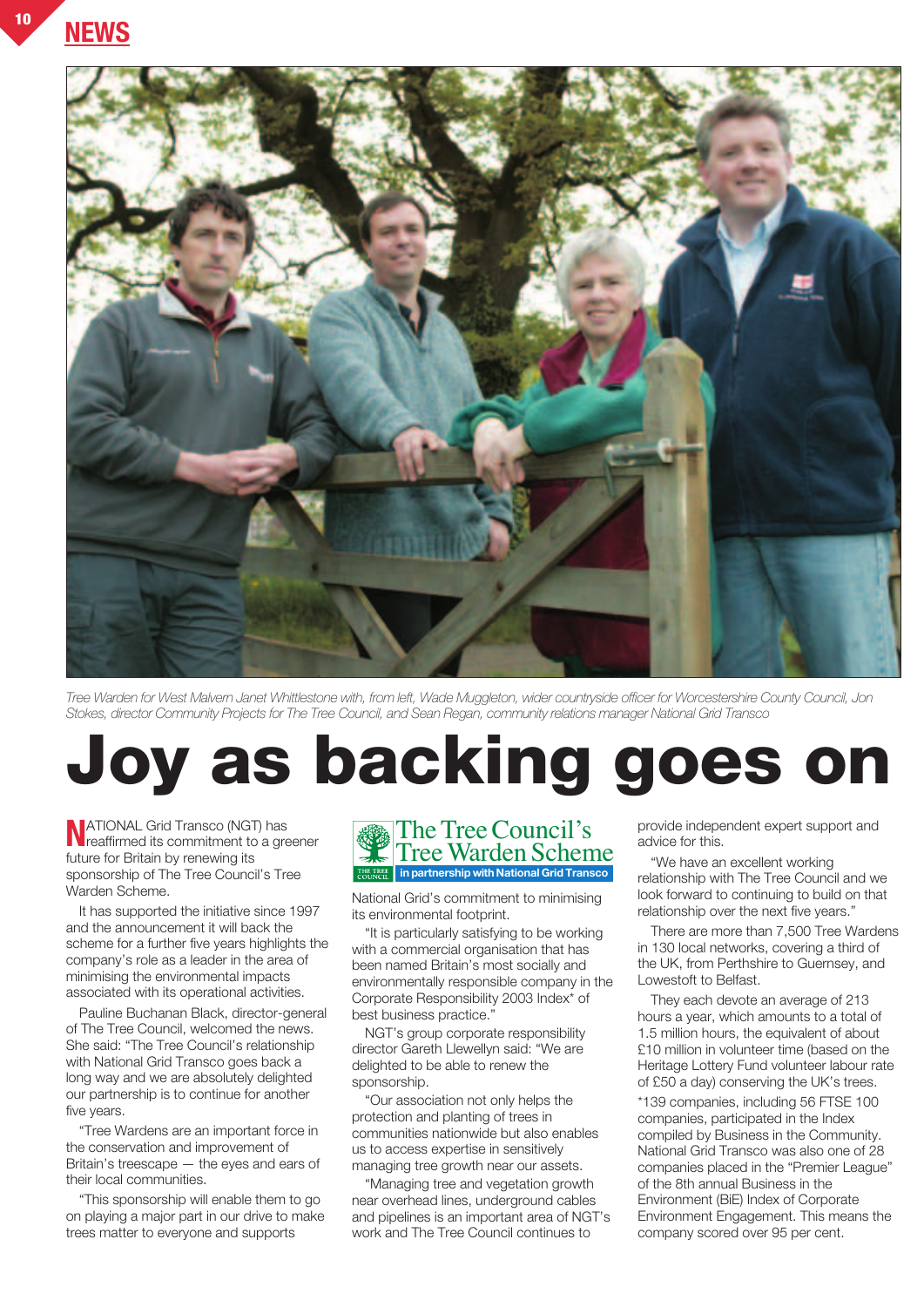NEWS

*Tree Warden for West Malvern Janet Whittlestone with, from left, Wade Muggleton, wider countryside officer for Worcestershire County Council, Jon Stokes, director Community Projects for The Tree Council, and Sean Regan, community relations manager National Grid Transco*

# Joy as backing goes on

NATIONAL Grid Transco (NGT) has reaffirmed its commitment to a greener future for Britain by renewing its sponsorship of The Tree Council's Tree Warden Scheme.

It has supported the initiative since 1997 and the announcement it will back the scheme for a further five years highlights the company's role as a leader in the area of minimising the environmental impacts associated with its operational activities.

Pauline Buchanan Black, director-general of The Tree Council, welcomed the news. She said: "The Tree Council's relationship with National Grid Transco goes back a long way and we are absolutely delighted our partnership is to continue for another five years.

"Tree Wardens are an important force in the conservation and improvement of Britain's treescape — the eyes and ears of their local communities.

"This sponsorship will enable them to go on playing a major part in our drive to make trees matter to everyone and supports

The Tree Council's Tree Warden Scheme
in partnership with National Grid Transco

National Grid's commitment to minimising its environmental footprint.

"It is particularly satisfying to be working with a commercial organisation that has been named Britain's most socially and environmentally responsible company in the Corporate Responsibility 2003 Index* of best business practice."

NGT's group corporate responsibility director Gareth Llewellyn said: "We are delighted to be able to renew the sponsorship.

"Our association not only helps the protection and planting of trees in communities nationwide but also enables us to access expertise in sensitively managing tree growth near our assets.

"Managing tree and vegetation growth near overhead lines, underground cables and pipelines is an important area of NGT's work and The Tree Council continues to provide independent expert support and advice for this.

"We have an excellent working relationship with The Tree Council and we look forward to continuing to build on that relationship over the next five years."

There are more than 7,500 Tree Wardens in 130 local networks, covering a third of the UK, from Perthshire to Guernsey, and Lowestoft to Belfast.

They each devote an average of 213 hours a year, which amounts to a total of 1.5 million hours, the equivalent of about £10 million in volunteer time (based on the Heritage Lottery Fund volunteer labour rate of £50 a day) conserving the UK's trees.

*139 companies, including 56 FTSE 100 companies, participated in the Index compiled by Business in the Community. National Grid Transco was also one of 28 companies placed in the "Premier League" of the 8th annual Business in the Environment (BiE) Index of Corporate Environment Engagement. This means the company scored over 95 per cent.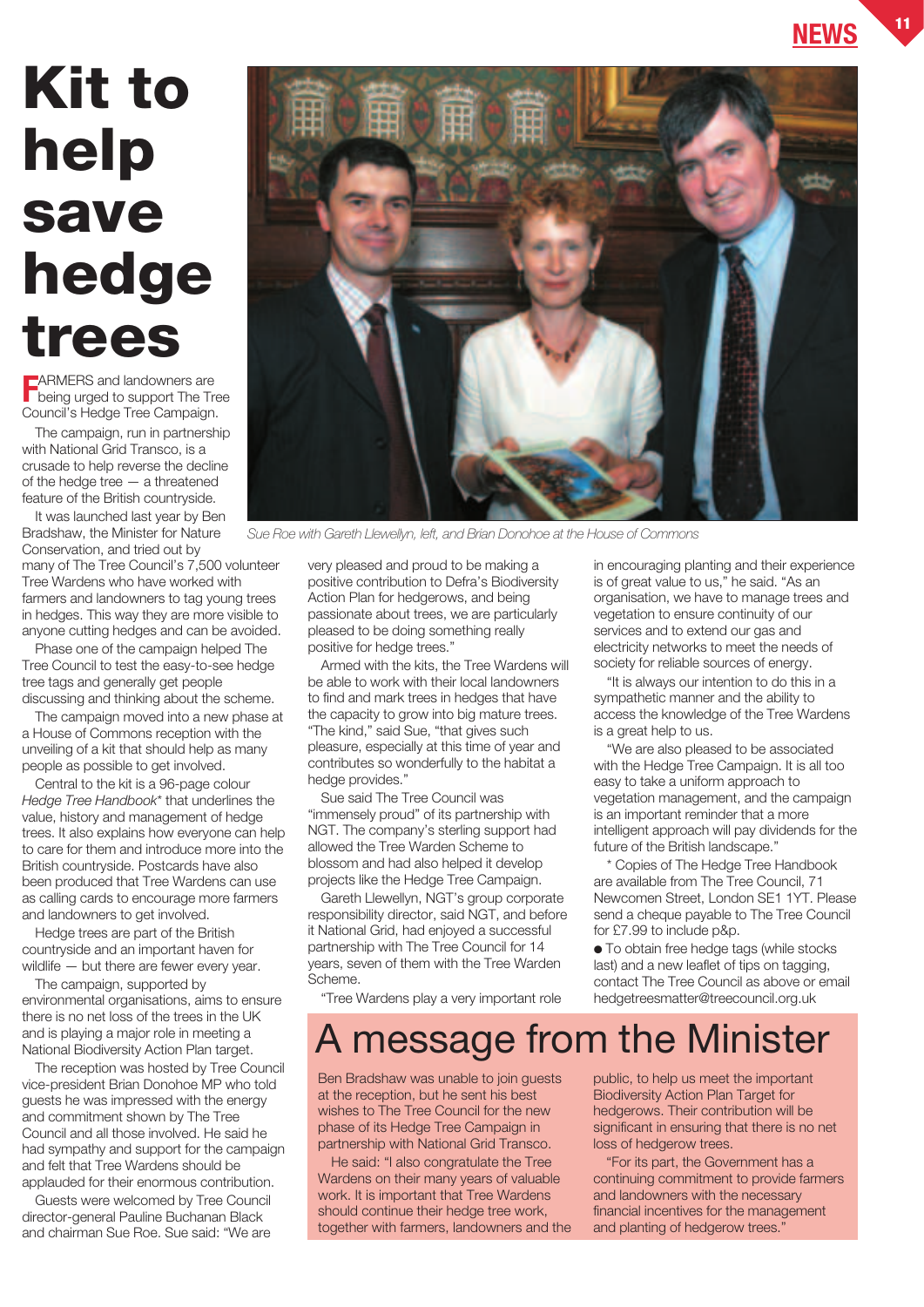# Kit to help save hedge trees

FARMERS and landowners are being urged to support The Tree Council's Hedge Tree Campaign.

The campaign, run in partnership with National Grid Transco, is a crusade to help reverse the decline of the hedge tree — a threatened feature of the British countryside.

It was launched last year by Ben Bradshaw, the Minister for Nature Conservation, and tried out by many of The Tree Council's 7,500 volunteer Tree Wardens who have worked with farmers and landowners to tag young trees in hedges. This way they are more visible to anyone cutting hedges and can be avoided.

Phase one of the campaign helped The Tree Council to test the easy-to-see hedge tree tags and generally get people discussing and thinking about the scheme.

The campaign moved into a new phase at a House of Commons reception with the unveiling of a kit that should help as many people as possible to get involved.

Central to the kit is a 96-page colour *Hedge Tree Handbook** that underlines the value, history and management of hedge trees. It also explains how everyone can help to care for them and introduce more into the British countryside. Postcards have also been produced that Tree Wardens can use as calling cards to encourage more farmers and landowners to get involved.

Hedge trees are part of the British countryside and an important haven for wildlife — but there are fewer every year.

The campaign, supported by environmental organisations, aims to ensure there is no net loss of the trees in the UK and is playing a major role in meeting a National Biodiversity Action Plan target.

The reception was hosted by Tree Council vice-president Brian Donohoe MP who told guests he was impressed with the energy and commitment shown by The Tree Council and all those involved. He said he had sympathy and support for the campaign and felt that Tree Wardens should be applauded for their enormous contribution.

Guests were welcomed by Tree Council director-general Pauline Buchanan Black and chairman Sue Roe. Sue said: "We are very pleased and proud to be making a positive contribution to Defra's Biodiversity Action Plan for hedgerows, and being passionate about trees, we are particularly pleased to be doing something really positive for hedge trees."

*Sue Roe with Gareth Llewellyn, left, and Brian Donohoe at the House of Commons*

Armed with the kits, the Tree Wardens will be able to work with their local landowners to find and mark trees in hedges that have the capacity to grow into big mature trees. "The kind," said Sue, "that gives such pleasure, especially at this time of year and contributes so wonderfully to the habitat a hedge provides."

Sue said The Tree Council was "immensely proud" of its partnership with NGT. The company's sterling support had allowed the Tree Warden Scheme to blossom and had also helped it develop projects like the Hedge Tree Campaign.

Gareth Llewellyn, NGT's group corporate responsibility director, said NGT, and before it National Grid, had enjoyed a successful partnership with The Tree Council for 14 years, seven of them with the Tree Warden Scheme.

"Tree Wardens play a very important role in encouraging planting and their experience is of great value to us," he said. "As an organisation, we have to manage trees and vegetation to ensure continuity of our services and to extend our gas and electricity networks to meet the needs of society for reliable sources of energy.

"It is always our intention to do this in a sympathetic manner and the ability to access the knowledge of the Tree Wardens is a great help to us.

"We are also pleased to be associated with the Hedge Tree Campaign. It is all too easy to take a uniform approach to vegetation management, and the campaign is an important reminder that a more intelligent approach will pay dividends for the future of the British landscape."

\* Copies of The Hedge Tree Handbook are available from The Tree Council, 71 Newcomen Street, London SE1 1YT. Please send a cheque payable to The Tree Council for £7.99 to include p&p.

- To obtain free hedge tags (while stocks last) and a new leaflet of tips on tagging, contact The Tree Council as above or email hedgetreesmatter@treecouncil.org.uk

## A message from the Minister

Ben Bradshaw was unable to join guests at the reception, but he sent his best wishes to The Tree Council for the new phase of its Hedge Tree Campaign in partnership with National Grid Transco.

He said: "I also congratulate the Tree Wardens on their many years of valuable work. It is important that Tree Wardens should continue their hedge tree work, together with farmers, landowners and the public, to help us meet the important Biodiversity Action Plan Target for hedgerows. Their contribution will be significant in ensuring that there is no net loss of hedgerow trees.

"For its part, the Government has a continuing commitment to provide farmers and landowners with the necessary financial incentives for the management and planting of hedgerow trees."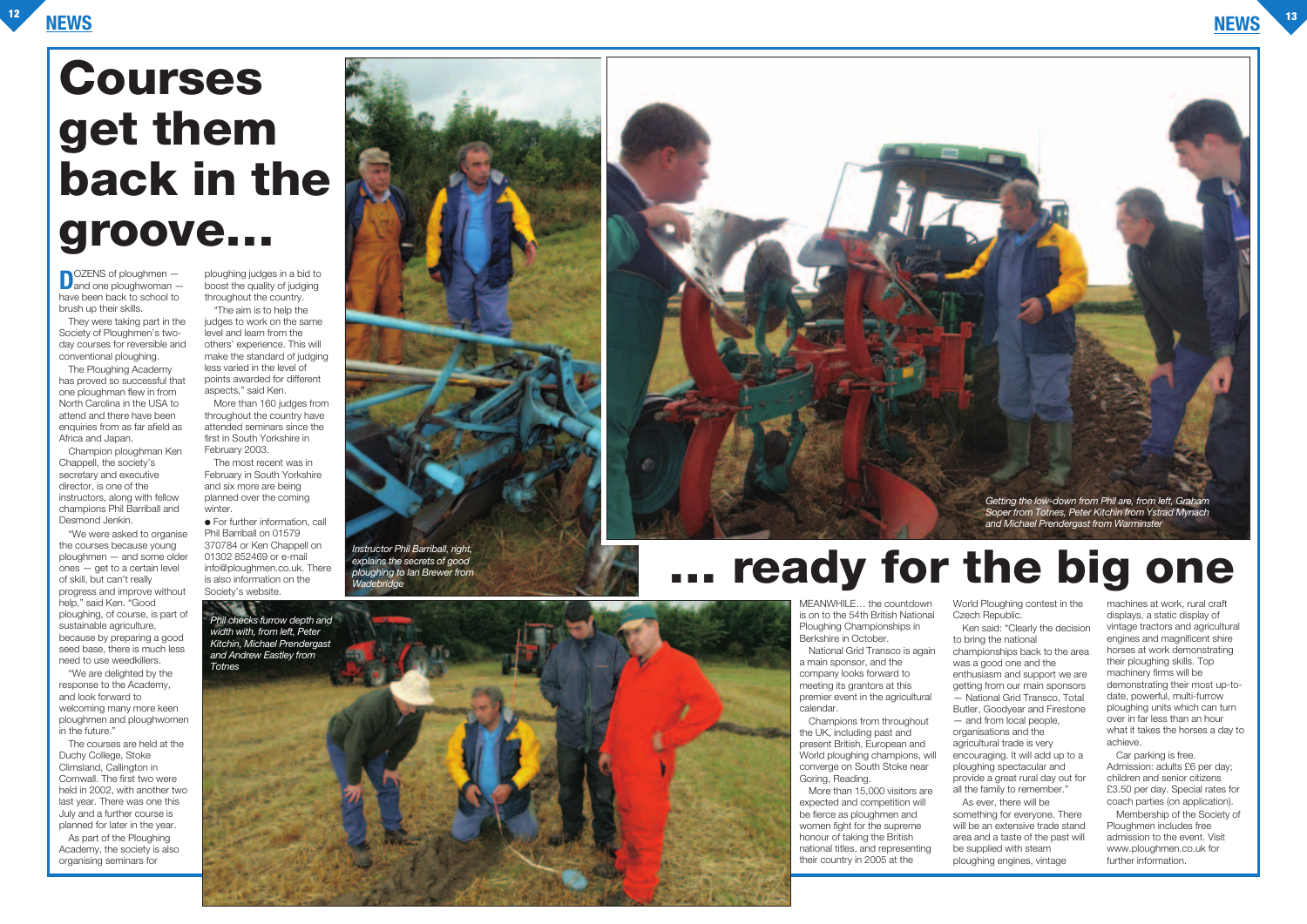# Courses get them back in the groove...

DOZENS of ploughmen — and one ploughwoman — have been back to school to brush up their skills.

They were taking part in the Society of Ploughmen's two-day courses for reversible and conventional ploughing.

The Ploughing Academy has proved so successful that one ploughman flew in from North Carolina in the USA to attend and there have been enquiries from as far afield as Africa and Japan.

Champion ploughman Ken Chappell, the society's secretary and executive director, is one of the instructors, along with fellow champions Phil Barriball and Desmond Jenkin.

"We were asked to organise the courses because young ploughmen — and some older ones — get to a certain level of skill, but can't really progress and improve without help," said Ken. "Good ploughing, of course, is part of sustainable agriculture, because by preparing a good seed base, there is much less need to use weedkillers.

"We are delighted by the response to the Academy, and look forward to welcoming many more keen ploughmen and ploughwomen in the future."

The courses are held at the Duchy College, Stoke Climsland, Callington in Cornwall. The first two were held in 2002, with another two last year. There was one this July and a further course is planned for later in the year.

As part of the Ploughing Academy, the society is also organising seminars for ploughing judges in a bid to boost the quality of judging throughout the country.

"The aim is to help the judges to work on the same level and learn from the others' experience. This will make the standard of judging less varied in the level of points awarded for different aspects," said Ken.

More than 160 judges from throughout the country have attended seminars since the first in South Yorkshire in February 2003.

The most recent was in February in South Yorkshire and six more are being planned over the coming winter.

● For further information, call Phil Barriball on 01579 370784 or Ken Chappell on 01302 852469 or e-mail info@ploughmen.co.uk. There is also information on the Society's website.

*Instructor Phil Barriball, right, explains the secrets of good ploughing to Ian Brewer from Wadebridge*

*Phil checks furrow depth and width with, from left, Peter Kitchin, Michael Prendergast and Andrew Eastley from Totnes*

*Getting the low-down from Phil are, from left, Graham Soper from Totnes, Peter Kitchin from Ystrad Mynach and Michael Prendergast from Warminster*

# ... ready for the big one

MEANWHILE... the countdown is on to the 54th British National Ploughing Championships in Berkshire in October.

National Grid Transco is again a main sponsor, and the company looks forward to meeting its grantors at this premier event in the agricultural calendar.

Champions from throughout the UK, including past and present British, European and World ploughing champions, will converge on South Stoke near Goring, Reading.

More than 15,000 visitors are expected and competition will be fierce as ploughmen and women fight for the supreme honour of taking the British national titles, and representing their country in 2005 at the World Ploughing contest in the Czech Republic.

Ken said: "Clearly the decision to bring the national championships back to the area was a good one and the enthusiasm and support we are getting from our main sponsors — National Grid Transco, Total Butler, Goodyear and Firestone — and from local people, organisations and the agricultural trade is very encouraging. It will add up to a ploughing spectacular and provide a great rural day out for all the family to remember."

As ever, there will be something for everyone. There will be an extensive trade stand area and a taste of the past will be supplied with steam ploughing engines, vintage machines at work, rural craft displays, a static display of vintage tractors and agricultural engines and magnificent shire horses at work demonstrating their ploughing skills. Top machinery firms will be demonstrating their most up-to-date, powerful, multi-furrow ploughing units which can turn over in far less than an hour what it takes the horses a day to achieve.

Car parking is free. Admission: adults £6 per day; children and senior citizens £3.50 per day. Special rates for coach parties (on application).

Membership of the Society of Ploughmen includes free admission to the event. Visit www.ploughmen.co.uk for further information.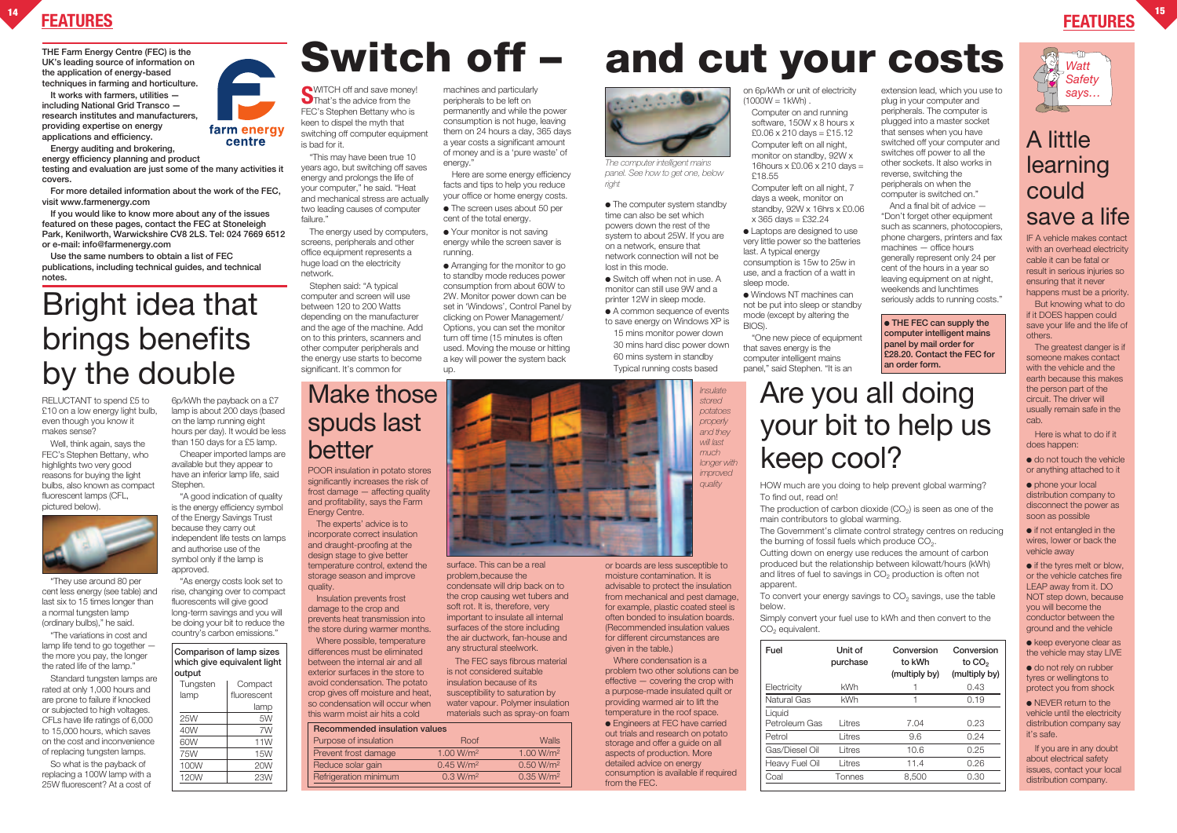THE Farm Energy Centre (FEC) is the UK's leading source of information on the application of energy-based techniques in farming and horticulture.

It works with farmers, utilities — including National Grid Transco — research institutes and manufacturers, providing expertise on energy applications and efficiency.

Energy auditing and brokering, energy efficiency planning and product testing and evaluation are just some of the many activities it covers.

For more detailed information about the work of the FEC, visit www.farmenergy.com

If you would like to know more about any of the issues featured on these pages, contact the FEC at Stoneleigh Park, Kenilworth, Warwickshire CV8 2LS. Tel: 024 7669 6512 or e-mail: info@farmenergy.com

Use the same numbers to obtain a list of FEC publications, including technical guides, and technical notes.

# Bright idea that brings benefits by the double

RELUCTANT to spend £5 to £10 on a low energy light bulb, even though you know it makes sense?

Well, think again, says the FEC's Stephen Bettany, who highlights two very good reasons for buying the light bulbs, also known as compact fluorescent lamps (CFL, pictured below).

"They use around 80 per cent less energy (see table) and last six to 15 times longer than a normal tungsten lamp (ordinary bulbs)," he said.

"The variations in cost and lamp life tend to go together — the more you pay, the longer the rated life of the lamp."

Standard tungsten lamps are rated at only 1,000 hours and are prone to failure if knocked or subjected to high voltages. CFLs have life ratings of 6,000 to 15,000 hours, which saves on the cost and inconvenience of replacing tungsten lamps.

So what is the payback of replacing a 100W lamp with a 25W fluorescent? At a cost of 6p/kWh the payback on a £7 lamp is about 200 days (based on the lamp running eight hours per day). It would be less than 150 days for a £5 lamp.

Cheaper imported lamps are available but they appear to have an inferior lamp life, said Stephen.

"A good indication of quality is the energy efficiency symbol of the Energy Savings Trust because they carry out independent life tests on lamps and authorise use of the symbol only if the lamp is approved.

"As energy costs look set to rise, changing over to compact fluorescents will give good long-term savings and you will be doing your bit to reduce the country's carbon emissions."

**Comparison of lamp sizes which give equivalent light output**

| Tungsten lamp | Compact fluorescent lamp |
|---|---|
| 25W | 5W |
| 40W | 7W |
| 60W | 11W |
| 75W | 15W |
| 100W | 20W |
| 120W | 23W |

# Switch off – and cut your costs

SWITCH off and save money! That's the advice from the FEC's Stephen Bettany who is keen to dispel the myth that switching off computer equipment is bad for it.

"This may have been true 10 years ago, but switching off saves energy and prolongs the life of your computer," he said. "Heat and mechanical stress are actually two leading causes of computer failure."

The energy used by computers, screens, peripherals and other office equipment represents a huge load on the electricity network.

Stephen said: "A typical computer and screen will use between 120 to 200 Watts depending on the manufacturer and the age of the machine. Add on to this printers, scanners and other computer peripherals and the energy use starts to become significant. It's common for machines and particularly peripherals to be left on permanently and while the power consumption is not huge, leaving them on 24 hours a day, 365 days a year costs a significant amount of money and is a 'pure waste' of energy."

Here are some energy efficiency facts and tips to help you reduce your office or home energy costs.

- The screen uses about 50 per cent of the total energy.
- Your monitor is not saving energy while the screen saver is running.
- Arranging for the monitor to go to standby mode reduces power consumption from about 60W to 2W. Monitor power down can be set in 'Windows', Control Panel by clicking on Power Management/ Options, you can set the monitor turn off time (15 minutes is often used. Moving the mouse or hitting a key will power the system back up.

*The computer intelligent mains panel. See how to get one, below right*

- The computer system standby time can also be set which powers down the rest of the system to about 25W. If you are on a network, ensure that network connection will not be lost in this mode.
- Switch off when not in use. A monitor can still use 9W and a printer 12W in sleep mode.
- A common sequence of events to save energy on Windows XP is
  15 mins hard disc power down
  30 mins hard disc power down
  60 mins system in standby
  Typical running costs based on 6p/kWh or unit of electricity (1000W = 1kWh) .
  Computer on and running software, 150W x 8 hours x £0.06 x 210 days = £15.12
  Computer left on all night, monitor on standby, 92W x 16hours x £0.06 x 210 days = £18.55
  Computer left on all night, 7 days a week, monitor on standby, 92W x 16hrs x £0.06 x 365 days = £32.24
- Laptops are designed to use very little power so the batteries last. A typical energy consumption is 15w to 25w in use, and a fraction of a watt in sleep mode.
- Windows NT machines can not be put into sleep or standby mode (except by altering the BIOS).

"One new piece of equipment that saves energy is the computer intelligent mains panel," said Stephen. "It is an extension lead, which you use to plug in your computer and peripherals. The computer is plugged into a master socket that senses when you have switched off your computer and switches off power to all the other sockets. It also works in reverse, switching the peripherals on when the computer is switched on."

And a final bit of advice — "Don't forget other equipment such as scanners, photocopiers, phone chargers, printers and fax machines — office hours generally represent only 24 per cent of the hours in a year so leaving equipment on at night, weekends and lunchtimes seriously adds to running costs."

**● THE FEC can supply the computer intelligent mains panel by mail order for £28.20. Contact the FEC for an order form.**

# Make those spuds last better

POOR insulation in potato stores significantly increases the risk of frost damage — affecting quality and profitability, says the Farm Energy Centre.

The experts' advice is to incorporate correct insulation and draught-proofing at the design stage to give better temperature control, extend the storage season and improve quality.

Insulation prevents frost damage to the crop and prevents heat transmission into the store during warmer months.

Where possible, temperature differences must be eliminated between the internal air and all exterior surfaces in the store to avoid condensation. The potato crop gives off moisture and heat, so condensation will occur when this warm moist air hits a cold surface. This can be a real problem,because the condensate will drip back on to the crop causing wet tubers and soft rot. It is, therefore, very important to insulate all internal surfaces of the store including the air ductwork, fan-house and any structural steelwork.

The FEC says fibrous material is not considered suitable insulation because of its susceptibility to saturation by water vapour. Polymer insulation materials such as spray-on foam or boards are less susceptible to moisture contamination. It is advisable to protect the insulation from mechanical and pest damage, for example, plastic coated steel is often bonded to insulation boards. (Recommended insulation values for different circumstances are given in the table.)

Where condensation is a problem two other solutions can be effective — covering the crop with a purpose-made insulated quilt or providing warmed air to lift the temperature in the roof space.

- Engineers at FEC have carried out trials and research on potato storage and offer a guide on all aspects of production. More detailed advice on energy consumption is available if required from the FEC.

*Insulate stored potatoes properly and they will last much longer with improved quality*

**Recommended insulation values**

| Purpose of insulation | Roof | Walls |
|---|---|---|
| Prevent frost damage | 1.00 W/m² | 1.00 W/m² |
| Reduce solar gain | 0.45 W/m² | 0.50 W/m² |
| Refrigeration minimum | 0.3 W/m² | 0.35 W/m² |

# Are you all doing your bit to help us keep cool?

HOW much are you doing to help prevent global warming? To find out, read on!

The production of carbon dioxide ($CO_2$) is seen as one of the main contributors to global warming.

The Government's climate control strategy centres on reducing the burning of fossil fuels which produce $CO_2$.

Cutting down on energy use reduces the amount of carbon produced but the relationship between kilowatt/hours (kWh) and litres of fuel to savings in $CO_2$ production is often not apparent.

To convert your energy savings to $CO_2$ savings, use the table below.

Simply convert your fuel use to kWh and then convert to the $CO_2$ equivalent.

| Fuel | Unit of purchase | Conversion to kWh (multiply by) | Conversion to $CO_2$ (multiply by) |
|---|---|---|---|
| Electricity | kWh | 1 | 0.43 |
| Natural Gas | kWh | 1 | 0.19 |
| Liquid Petroleum Gas | Litres | 7.04 | 0.23 |
| Petrol | Litres | 9.6 | 0.24 |
| Gas/Diesel Oil | Litres | 10.6 | 0.25 |
| Heavy Fuel Oil | Litres | 11.4 | 0.26 |
| Coal | Tonnes | 8,500 | 0.30 |

*Watt Safety says…*

# A little learning could save a life

IF A vehicle makes contact with an overhead electricity cable it can be fatal or result in serious injuries so ensuring that it never happens must be a priority.

But knowing what to do if it DOES happen could save your life and the life of others.

The greatest danger is if someone makes contact with the vehicle and the earth because this makes the person part of the circuit. The driver will usually remain safe in the cab.

Here is what to do if it does happen:

- do not touch the vehicle or anything attached to it
- phone your local distribution company to disconnect the power as soon as possible
- if not entangled in the wires, lower or back the vehicle away
- if the tyres melt or blow, or the vehicle catches fire LEAP away from it. DO NOT step down, because you will become the conductor between the ground and the vehicle
- keep everyone clear as the vehicle may stay LIVE
- do not rely on rubber tyres or wellingtons to protect you from shock
- NEVER return to the vehicle until the electricity distribution company say it's safe.

If you are in any doubt about electrical safety issues, contact your local distribution company.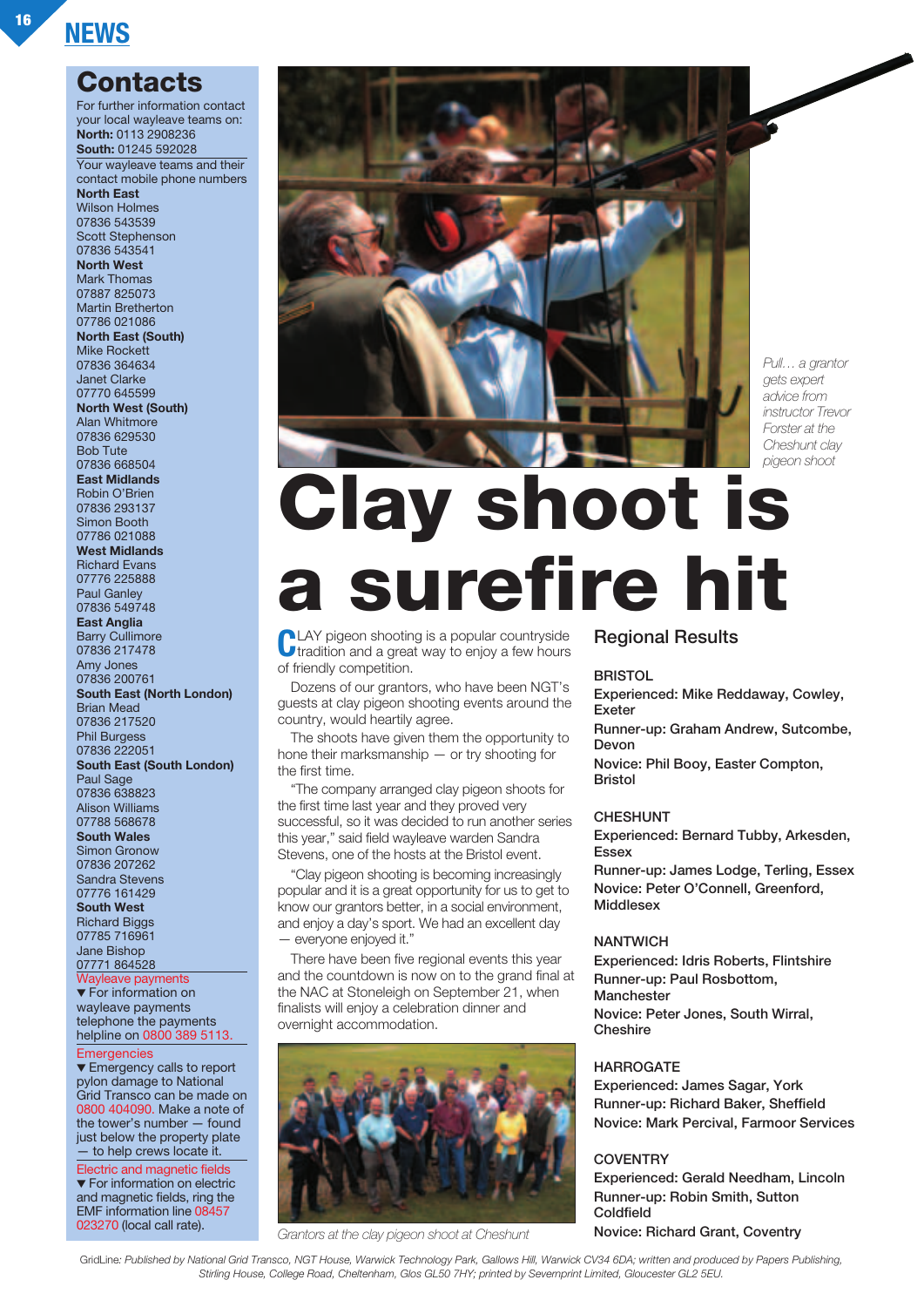NEWS

## Contacts

For further information contact your local wayleave teams on:
**North:** 0113 2908236
**South:** 01245 592028

Your wayleave teams and their contact mobile phone numbers

**North East**
Wilson Holmes
07836 543539
Scott Stephenson
07836 543541

**North West**
Mark Thomas
07887 825073
Martin Bretherton
07786 021086

**North East (South)**
Mike Rockett
07836 364634
Janet Clarke
07770 645599

**North West (South)**
Alan Whitmore
07836 629530
Bob Tute
07836 668504

**East Midlands**
Robin O'Brien
07836 293137
Simon Booth
07786 021088

**West Midlands**
Richard Evans
07776 225888
Paul Ganley
07836 549748

**East Anglia**
Barry Cullimore
07836 217478
Amy Jones
07836 200761

**South East (North London)**
Brian Mead
07836 217520
Phil Burgess
07836 222051

**South East (South London)**
Paul Sage
07836 638823
Alison Williams
07788 568678

**South Wales**
Simon Gronow
07836 207262
Sandra Stevens
07776 161429

**South West**
Richard Biggs
07785 716961
Jane Bishop
07771 864528

**Wayleave payments**
▼ For information on wayleave payments telephone the payments helpline on 0800 389 5113.

**Emergencies**
▼ Emergency calls to report pylon damage to National Grid Transco can be made on 0800 404090. Make a note of the tower's number — found just below the property plate — to help crews locate it.

**Electric and magnetic fields**
▼ For information on electric and magnetic fields, ring the EMF information line 08457 023270 (local call rate).

*Pull… a grantor gets expert advice from instructor Trevor Forster at the Cheshunt clay pigeon shoot*

# Clay shoot is a surefire hit

CLAY pigeon shooting is a popular countryside tradition and a great way to enjoy a few hours of friendly competition.

Dozens of our grantors, who have been NGT's guests at clay pigeon shooting events around the country, would heartily agree.

The shoots have given them the opportunity to hone their marksmanship — or try shooting for the first time.

"The company arranged clay pigeon shoots for the first time last year and they proved very successful, so it was decided to run another series this year," said field wayleave warden Sandra Stevens, one of the hosts at the Bristol event.

"Clay pigeon shooting is becoming increasingly popular and it is a great opportunity for us to get to know our grantors better, in a social environment, and enjoy a day's sport. We had an excellent day — everyone enjoyed it."

There have been five regional events this year and the countdown is now on to the grand final at the NAC at Stoneleigh on September 21, when finalists will enjoy a celebration dinner and overnight accommodation.

*Grantors at the clay pigeon shoot at Cheshunt*

## Regional Results

**BRISTOL**
Experienced: Mike Reddaway, Cowley, Exeter
Runner-up: Graham Andrew, Sutcombe, Devon
Novice: Phil Booy, Easter Compton, Bristol

**CHESHUNT**
Experienced: Bernard Tubby, Arkesden, Essex
Runner-up: James Lodge, Terling, Essex
Novice: Peter O'Connell, Greenford, Middlesex

**NANTWICH**
Experienced: Idris Roberts, Flintshire
Runner-up: Paul Rosbottom, Manchester
Novice: Peter Jones, South Wirral, Cheshire

**HARROGATE**
Experienced: James Sagar, York
Runner-up: Richard Baker, Sheffield
Novice: Mark Percival, Farmoor Services

**COVENTRY**
Experienced: Gerald Needham, Lincoln
Runner-up: Robin Smith, Sutton Coldfield
Novice: Richard Grant, Coventry

GridLine: *Published by National Grid Transco, NGT House, Warwick Technology Park, Gallows Hill, Warwick CV34 6DA; written and produced by Papers Publishing, Stirling House, College Road, Cheltenham, Glos GL50 7HY; printed by Severnprint Limited, Gloucester GL2 5EU.*